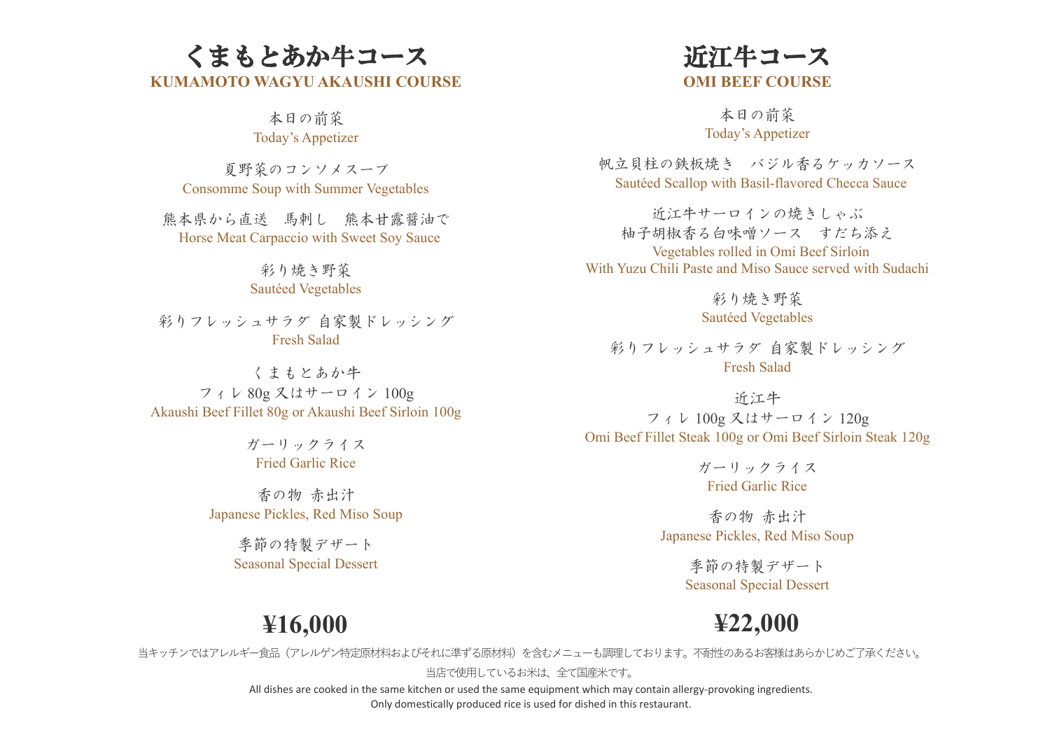# くまもとあか牛コース

## KUMAMOTO WAGYU AKAUSHI COURSE

本日の前菜
Today's Appetizer

夏野菜のコンソメスープ
Consomme Soup with Summer Vegetables

熊本県から直送　馬刺し　熊本甘露醤油で
Horse Meat Carpaccio with Sweet Soy Sauce

彩り焼き野菜
Sautéed Vegetables

彩りフレッシュサラダ 自家製ドレッシング
Fresh Salad

くまもとあか牛
フィレ 80g 又はサーロイン 100g
Akaushi Beef Fillet 80g or Akaushi Beef Sirloin 100g

ガーリックライス
Fried Garlic Rice

香の物 赤出汁
Japanese Pickles, Red Miso Soup

季節の特製デザート
Seasonal Special Dessert

**¥16,000**

# 近江牛コース

## OMI BEEF COURSE

本日の前菜
Today's Appetizer

帆立貝柱の鉄板焼き　バジル香るケッカソース
Sautéed Scallop with Basil-flavored Checca Sauce

近江牛サーロインの焼きしゃぶ
柚子胡椒香る白味噌ソース　すだち添え
Vegetables rolled in Omi Beef Sirloin
With Yuzu Chili Paste and Miso Sauce served with Sudachi

彩り焼き野菜
Sautéed Vegetables

彩りフレッシュサラダ 自家製ドレッシング
Fresh Salad

近江牛
フィレ 100g 又はサーロイン 120g
Omi Beef Fillet Steak 100g or Omi Beef Sirloin Steak 120g

ガーリックライス
Fried Garlic Rice

香の物 赤出汁
Japanese Pickles, Red Miso Soup

季節の特製デザート
Seasonal Special Dessert

**¥22,000**

当キッチンではアレルギー食品（アレルゲン特定原材料およびそれに準ずる原材料）を含むメニューも調理しております。不耐性のあるお客様はあらかじめご了承ください。

当店で使用しているお米は、全て国産米です。

All dishes are cooked in the same kitchen or used the same equipment which may contain allergy-provoking ingredients.
Only domestically produced rice is used for dished in this restaurant.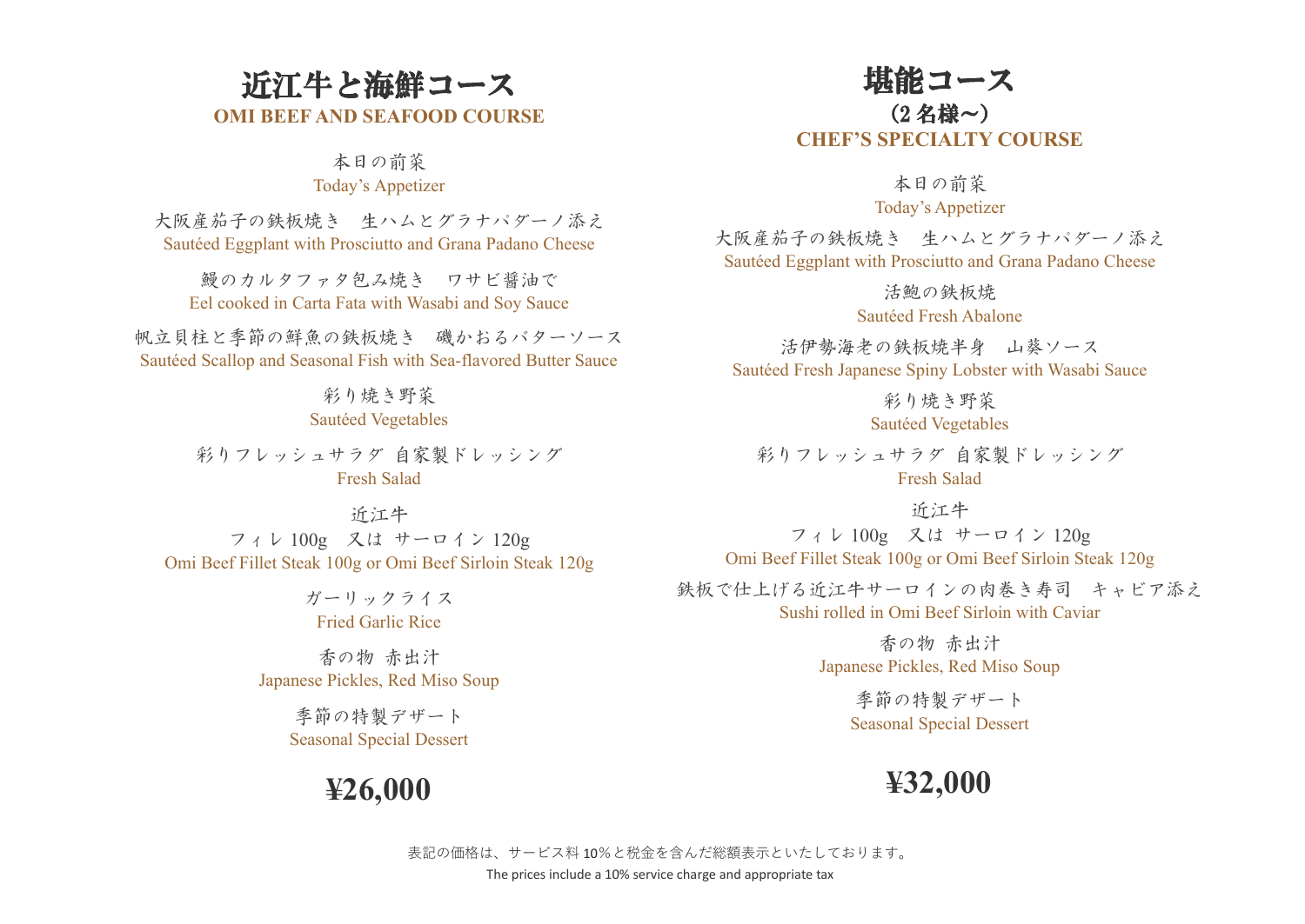# 近江牛と海鮮コース

**OMI BEEF AND SEAFOOD COURSE**

本日の前菜
Today's Appetizer

大阪産茄子の鉄板焼き　生ハムとグラナパダーノ添え
Sautéed Eggplant with Prosciutto and Grana Padano Cheese

鰻のカルタファタ包み焼き　ワサビ醤油で
Eel cooked in Carta Fata with Wasabi and Soy Sauce

帆立貝柱と季節の鮮魚の鉄板焼き　磯かおるバターソース
Sautéed Scallop and Seasonal Fish with Sea-flavored Butter Sauce

彩り焼き野菜
Sautéed Vegetables

彩りフレッシュサラダ 自家製ドレッシング
Fresh Salad

近江牛
フィレ 100g　又は サーロイン 120g
Omi Beef Fillet Steak 100g or Omi Beef Sirloin Steak 120g

ガーリックライス
Fried Garlic Rice

香の物 赤出汁
Japanese Pickles, Red Miso Soup

季節の特製デザート
Seasonal Special Dessert

**¥26,000**

# 堪能コース

**（2名様～）**

**CHEF'S SPECIALTY COURSE**

本日の前菜
Today's Appetizer

大阪産茄子の鉄板焼き　生ハムとグラナパダーノ添え
Sautéed Eggplant with Prosciutto and Grana Padano Cheese

活鮑の鉄板焼
Sautéed Fresh Abalone

活伊勢海老の鉄板焼半身　山葵ソース
Sautéed Fresh Japanese Spiny Lobster with Wasabi Sauce

彩り焼き野菜
Sautéed Vegetables

彩りフレッシュサラダ 自家製ドレッシング
Fresh Salad

近江牛
フィレ 100g　又は サーロイン 120g
Omi Beef Fillet Steak 100g or Omi Beef Sirloin Steak 120g

鉄板で仕上げる近江牛サーロインの肉巻き寿司　キャビア添え
Sushi rolled in Omi Beef Sirloin with Caviar

香の物 赤出汁
Japanese Pickles, Red Miso Soup

季節の特製デザート
Seasonal Special Dessert

**¥32,000**

表記の価格は、サービス料 10%と税金を含んだ総額表示といたしております。

The prices include a 10% service charge and appropriate tax